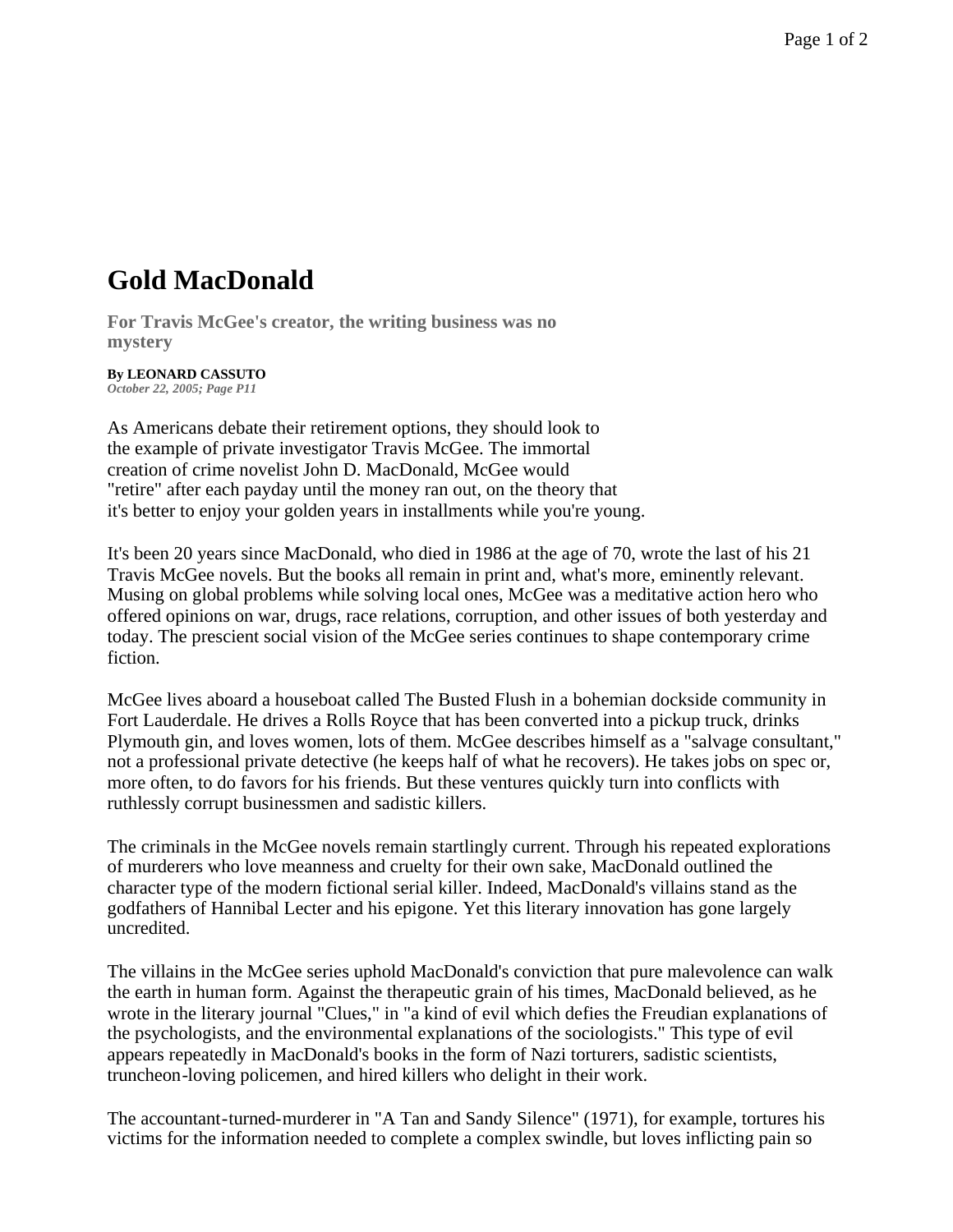# Gold MacDonald

**For Travis McGee's creator, the writing business was no mystery**

**By LEONARD CASSUTO**
*October 22, 2005; Page P11*

As Americans debate their retirement options, they should look to the example of private investigator Travis McGee. The immortal creation of crime novelist John D. MacDonald, McGee would "retire" after each payday until the money ran out, on the theory that it's better to enjoy your golden years in installments while you're young.

It's been 20 years since MacDonald, who died in 1986 at the age of 70, wrote the last of his 21 Travis McGee novels. But the books all remain in print and, what's more, eminently relevant. Musing on global problems while solving local ones, McGee was a meditative action hero who offered opinions on war, drugs, race relations, corruption, and other issues of both yesterday and today. The prescient social vision of the McGee series continues to shape contemporary crime fiction.

McGee lives aboard a houseboat called The Busted Flush in a bohemian dockside community in Fort Lauderdale. He drives a Rolls Royce that has been converted into a pickup truck, drinks Plymouth gin, and loves women, lots of them. McGee describes himself as a "salvage consultant," not a professional private detective (he keeps half of what he recovers). He takes jobs on spec or, more often, to do favors for his friends. But these ventures quickly turn into conflicts with ruthlessly corrupt businessmen and sadistic killers.

The criminals in the McGee novels remain startlingly current. Through his repeated explorations of murderers who love meanness and cruelty for their own sake, MacDonald outlined the character type of the modern fictional serial killer. Indeed, MacDonald's villains stand as the godfathers of Hannibal Lecter and his epigone. Yet this literary innovation has gone largely uncredited.

The villains in the McGee series uphold MacDonald's conviction that pure malevolence can walk the earth in human form. Against the therapeutic grain of his times, MacDonald believed, as he wrote in the literary journal "Clues," in "a kind of evil which defies the Freudian explanations of the psychologists, and the environmental explanations of the sociologists." This type of evil appears repeatedly in MacDonald's books in the form of Nazi torturers, sadistic scientists, truncheon-loving policemen, and hired killers who delight in their work.

The accountant-turned-murderer in "A Tan and Sandy Silence" (1971), for example, tortures his victims for the information needed to complete a complex swindle, but loves inflicting pain so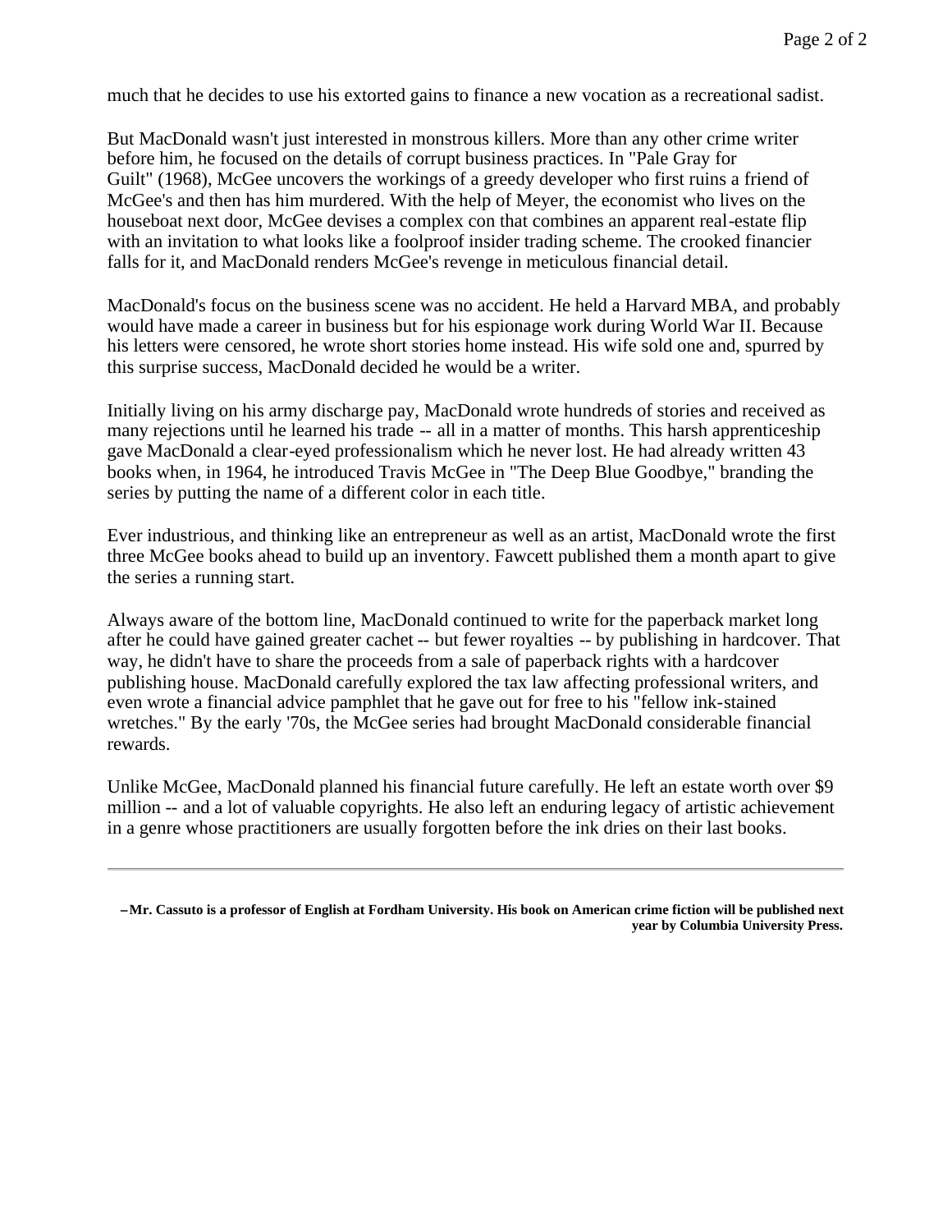much that he decides to use his extorted gains to finance a new vocation as a recreational sadist.

But MacDonald wasn't just interested in monstrous killers. More than any other crime writer before him, he focused on the details of corrupt business practices. In "Pale Gray for Guilt" (1968), McGee uncovers the workings of a greedy developer who first ruins a friend of McGee's and then has him murdered. With the help of Meyer, the economist who lives on the houseboat next door, McGee devises a complex con that combines an apparent real-estate flip with an invitation to what looks like a foolproof insider trading scheme. The crooked financier falls for it, and MacDonald renders McGee's revenge in meticulous financial detail.

MacDonald's focus on the business scene was no accident. He held a Harvard MBA, and probably would have made a career in business but for his espionage work during World War II. Because his letters were censored, he wrote short stories home instead. His wife sold one and, spurred by this surprise success, MacDonald decided he would be a writer.

Initially living on his army discharge pay, MacDonald wrote hundreds of stories and received as many rejections until he learned his trade -- all in a matter of months. This harsh apprenticeship gave MacDonald a clear-eyed professionalism which he never lost. He had already written 43 books when, in 1964, he introduced Travis McGee in "The Deep Blue Goodbye," branding the series by putting the name of a different color in each title.

Ever industrious, and thinking like an entrepreneur as well as an artist, MacDonald wrote the first three McGee books ahead to build up an inventory. Fawcett published them a month apart to give the series a running start.

Always aware of the bottom line, MacDonald continued to write for the paperback market long after he could have gained greater cachet -- but fewer royalties -- by publishing in hardcover. That way, he didn't have to share the proceeds from a sale of paperback rights with a hardcover publishing house. MacDonald carefully explored the tax law affecting professional writers, and even wrote a financial advice pamphlet that he gave out for free to his "fellow ink-stained wretches." By the early '70s, the McGee series had brought MacDonald considerable financial rewards.

Unlike McGee, MacDonald planned his financial future carefully. He left an estate worth over $9 million -- and a lot of valuable copyrights. He also left an enduring legacy of artistic achievement in a genre whose practitioners are usually forgotten before the ink dries on their last books.

---

**–Mr. Cassuto is a professor of English at Fordham University. His book on American crime fiction will be published next year by Columbia University Press.**